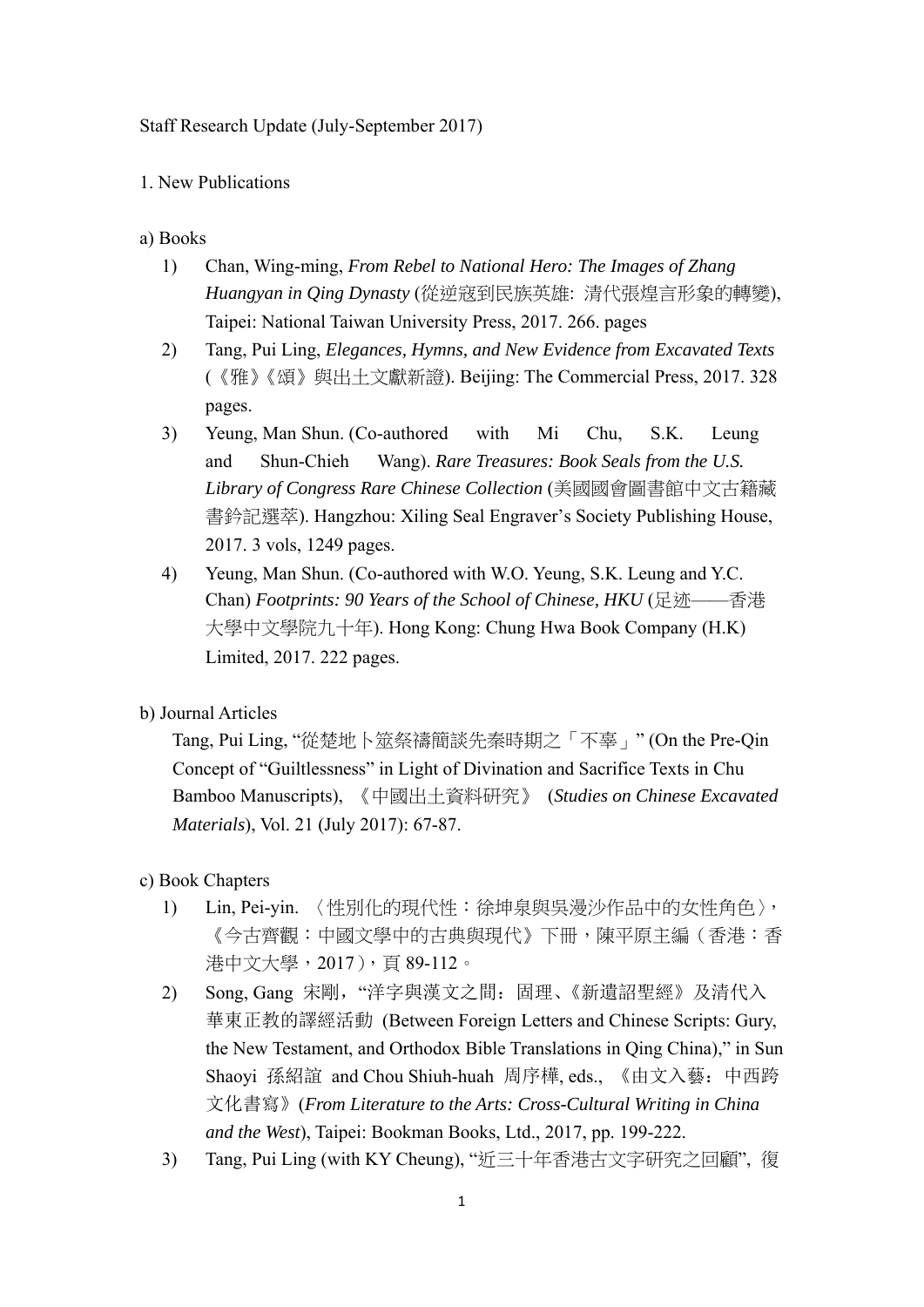Staff Research Update (July-September 2017)

1. New Publications

a) Books

1) Chan, Wing-ming, *From Rebel to National Hero: The Images of Zhang Huangyan in Qing Dynasty* (從逆寇到民族英雄: 清代張煌言形象的轉變), Taipei: National Taiwan University Press, 2017. 266. pages
2) Tang, Pui Ling, *Elegances, Hymns, and New Evidence from Excavated Texts* (《雅》《頌》與出土文獻新證). Beijing: The Commercial Press, 2017. 328 pages.
3) Yeung, Man Shun. (Co-authored with Mi Chu, S.K. Leung and Shun-Chieh Wang). *Rare Treasures: Book Seals from the U.S. Library of Congress Rare Chinese Collection* (美國國會圖書館中文古籍藏書鈐記選萃). Hangzhou: Xiling Seal Engraver's Society Publishing House, 2017. 3 vols, 1249 pages.
4) Yeung, Man Shun. (Co-authored with W.O. Yeung, S.K. Leung and Y.C. Chan) *Footprints: 90 Years of the School of Chinese, HKU* (足迹——香港大學中文學院九十年). Hong Kong: Chung Hwa Book Company (H.K) Limited, 2017. 222 pages.

b) Journal Articles

Tang, Pui Ling, "從楚地卜筮祭禱簡談先秦時期之「不辜」" (On the Pre-Qin Concept of "Guiltlessness" in Light of Divination and Sacrifice Texts in Chu Bamboo Manuscripts), 《中國出土資料研究》 (*Studies on Chinese Excavated Materials*), Vol. 21 (July 2017): 67-87.

c) Book Chapters

1) Lin, Pei-yin. 〈性別化的現代性：徐坤泉與吳漫沙作品中的女性角色〉,《今古齊觀：中國文學中的古典與現代》下冊，陳平原主編（香港：香港中文大學，2017），頁 89-112。
2) Song, Gang 宋剛, "洋字與漢文之間：固理、《新遺詔聖經》及清代入華東正教的譯經活動 (Between Foreign Letters and Chinese Scripts: Gury, the New Testament, and Orthodox Bible Translations in Qing China)," in Sun Shaoyi 孫紹誼 and Chou Shiuh-huah 周序樺, eds., 《由文入藝：中西跨文化書寫》(*From Literature to the Arts: Cross-Cultural Writing in China and the West*), Taipei: Bookman Books, Ltd., 2017, pp. 199-222.
3) Tang, Pui Ling (with KY Cheung), "近三十年香港古文字研究之回顧", 復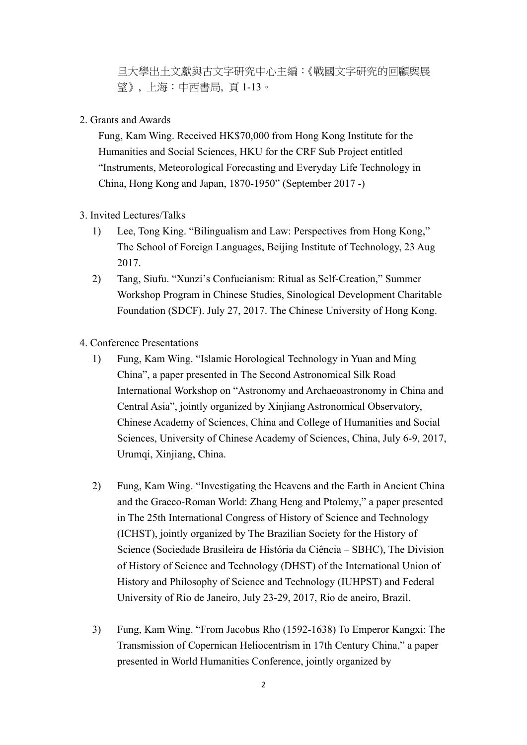旦大學出土文獻與古文字研究中心主編：《戰國文字研究的回顧與展望》，上海：中西書局，頁 1-13。

2. Grants and Awards

   Fung, Kam Wing. Received HK$70,000 from Hong Kong Institute for the Humanities and Social Sciences, HKU for the CRF Sub Project entitled “Instruments, Meteorological Forecasting and Everyday Life Technology in China, Hong Kong and Japan, 1870-1950” (September 2017 -)

3. Invited Lectures/Talks

   1) Lee, Tong King. “Bilingualism and Law: Perspectives from Hong Kong,” The School of Foreign Languages, Beijing Institute of Technology, 23 Aug 2017.
   2) Tang, Siufu. “Xunzi’s Confucianism: Ritual as Self-Creation,” Summer Workshop Program in Chinese Studies, Sinological Development Charitable Foundation (SDCF). July 27, 2017. The Chinese University of Hong Kong.

4. Conference Presentations

   1) Fung, Kam Wing. “Islamic Horological Technology in Yuan and Ming China”, a paper presented in The Second Astronomical Silk Road International Workshop on “Astronomy and Archaeoastronomy in China and Central Asia”, jointly organized by Xinjiang Astronomical Observatory, Chinese Academy of Sciences, China and College of Humanities and Social Sciences, University of Chinese Academy of Sciences, China, July 6-9, 2017, Urumqi, Xinjiang, China.

   2) Fung, Kam Wing. “Investigating the Heavens and the Earth in Ancient China and the Graeco-Roman World: Zhang Heng and Ptolemy,” a paper presented in The 25th International Congress of History of Science and Technology (ICHST), jointly organized by The Brazilian Society for the History of Science (Sociedade Brasileira de História da Ciência – SBHC), The Division of History of Science and Technology (DHST) of the International Union of History and Philosophy of Science and Technology (IUHPST) and Federal University of Rio de Janeiro, July 23-29, 2017, Rio de aneiro, Brazil.

   3) Fung, Kam Wing. “From Jacobus Rho (1592-1638) To Emperor Kangxi: The Transmission of Copernican Heliocentrism in 17th Century China,” a paper presented in World Humanities Conference, jointly organized by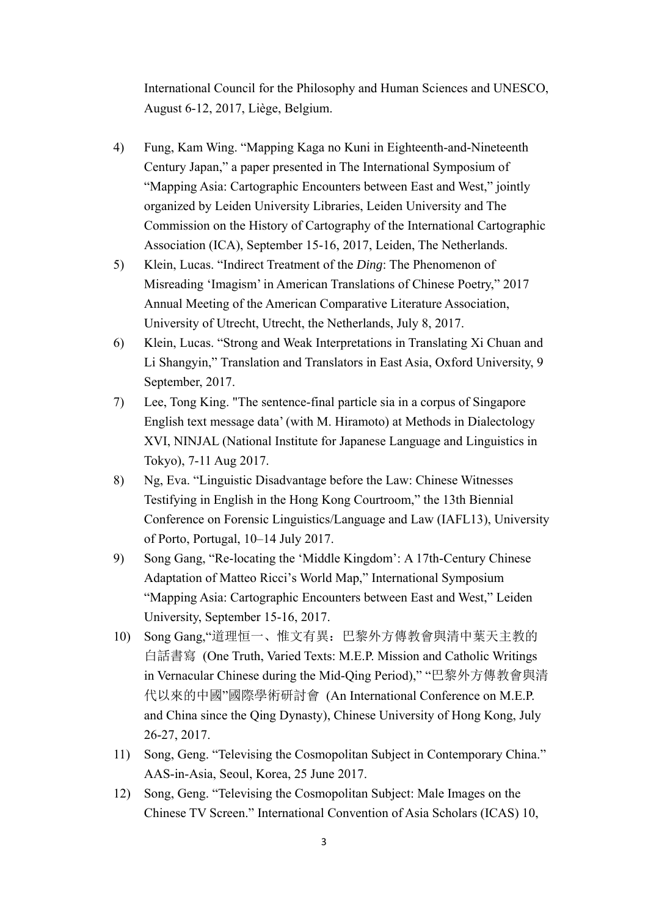International Council for the Philosophy and Human Sciences and UNESCO, August 6-12, 2017, Liège, Belgium.

4) Fung, Kam Wing. “Mapping Kaga no Kuni in Eighteenth-and-Nineteenth Century Japan,” a paper presented in The International Symposium of “Mapping Asia: Cartographic Encounters between East and West,” jointly organized by Leiden University Libraries, Leiden University and The Commission on the History of Cartography of the International Cartographic Association (ICA), September 15-16, 2017, Leiden, The Netherlands.
5) Klein, Lucas. “Indirect Treatment of the *Ding*: The Phenomenon of Misreading ‘Imagism’ in American Translations of Chinese Poetry,” 2017 Annual Meeting of the American Comparative Literature Association, University of Utrecht, Utrecht, the Netherlands, July 8, 2017.
6) Klein, Lucas. “Strong and Weak Interpretations in Translating Xi Chuan and Li Shangyin,” Translation and Translators in East Asia, Oxford University, 9 September, 2017.
7) Lee, Tong King. "The sentence-final particle sia in a corpus of Singapore English text message data’ (with M. Hiramoto) at Methods in Dialectology XVI, NINJAL (National Institute for Japanese Language and Linguistics in Tokyo), 7-11 Aug 2017.
8) Ng, Eva. “Linguistic Disadvantage before the Law: Chinese Witnesses Testifying in English in the Hong Kong Courtroom,” the 13th Biennial Conference on Forensic Linguistics/Language and Law (IAFL13), University of Porto, Portugal, 10–14 July 2017.
9) Song Gang, “Re-locating the ‘Middle Kingdom’: A 17th-Century Chinese Adaptation of Matteo Ricci’s World Map,” International Symposium “Mapping Asia: Cartographic Encounters between East and West,” Leiden University, September 15-16, 2017.
10) Song Gang,“道理恒一、惟文有異：巴黎外方傳教會與清中葉天主教的白話書寫 (One Truth, Varied Texts: M.E.P. Mission and Catholic Writings in Vernacular Chinese during the Mid-Qing Period),” “巴黎外方傳教會與清代以來的中國”國際學術研討會 (An International Conference on M.E.P. and China since the Qing Dynasty), Chinese University of Hong Kong, July 26-27, 2017.
11) Song, Geng. “Televising the Cosmopolitan Subject in Contemporary China.” AAS-in-Asia, Seoul, Korea, 25 June 2017.
12) Song, Geng. “Televising the Cosmopolitan Subject: Male Images on the Chinese TV Screen.” International Convention of Asia Scholars (ICAS) 10,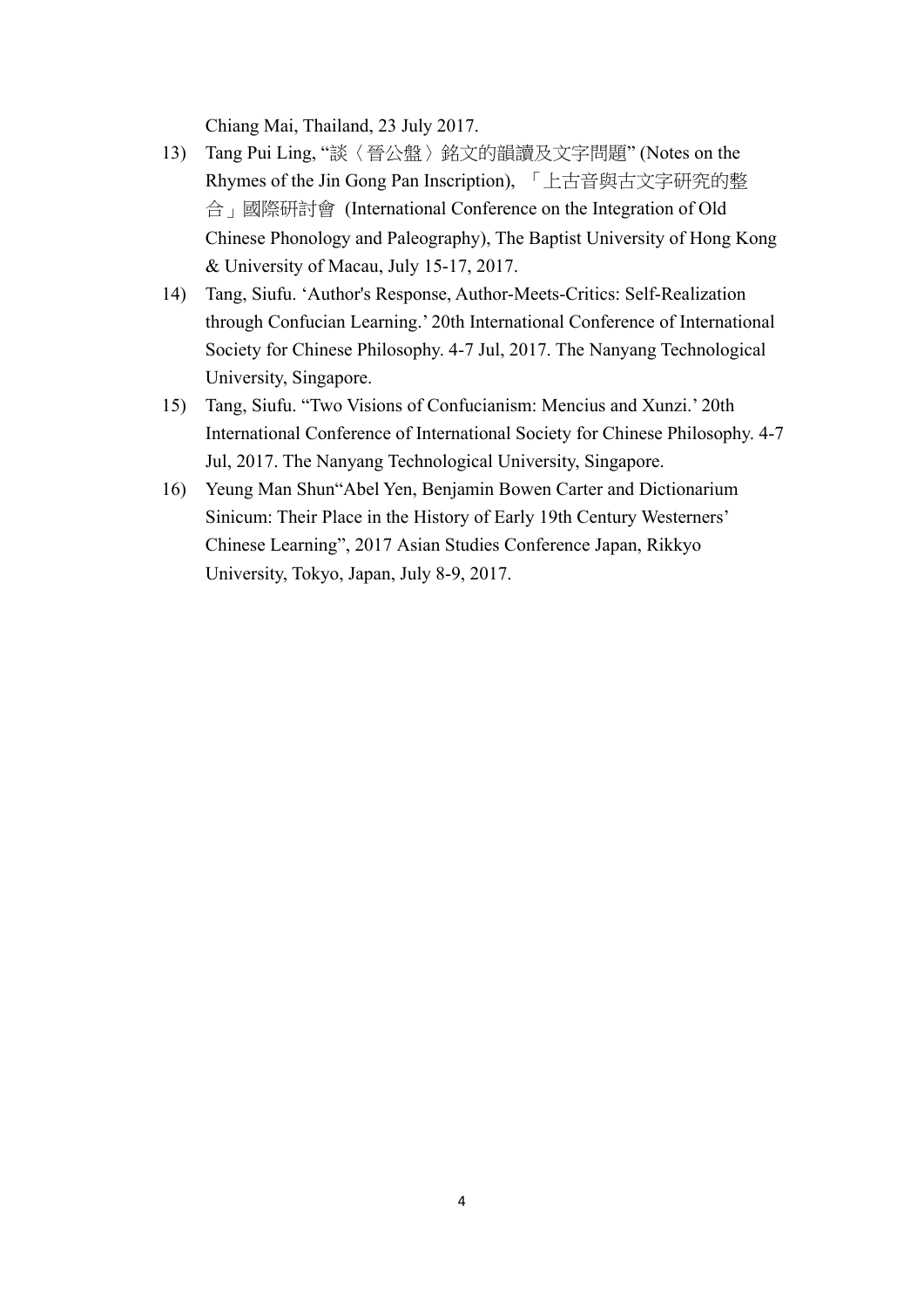Chiang Mai, Thailand, 23 July 2017.

13) Tang Pui Ling, "談〈晉公盤〉銘文的韻讀及文字問題" (Notes on the Rhymes of the Jin Gong Pan Inscription), 「上古音與古文字研究的整合」國際研討會 (International Conference on the Integration of Old Chinese Phonology and Paleography), The Baptist University of Hong Kong & University of Macau, July 15-17, 2017.
14) Tang, Siufu. 'Author's Response, Author-Meets-Critics: Self-Realization through Confucian Learning.' 20th International Conference of International Society for Chinese Philosophy. 4-7 Jul, 2017. The Nanyang Technological University, Singapore.
15) Tang, Siufu. "Two Visions of Confucianism: Mencius and Xunzi.' 20th International Conference of International Society for Chinese Philosophy. 4-7 Jul, 2017. The Nanyang Technological University, Singapore.
16) Yeung Man Shun"Abel Yen, Benjamin Bowen Carter and Dictionarium Sinicum: Their Place in the History of Early 19th Century Westerners' Chinese Learning", 2017 Asian Studies Conference Japan, Rikkyo University, Tokyo, Japan, July 8-9, 2017.